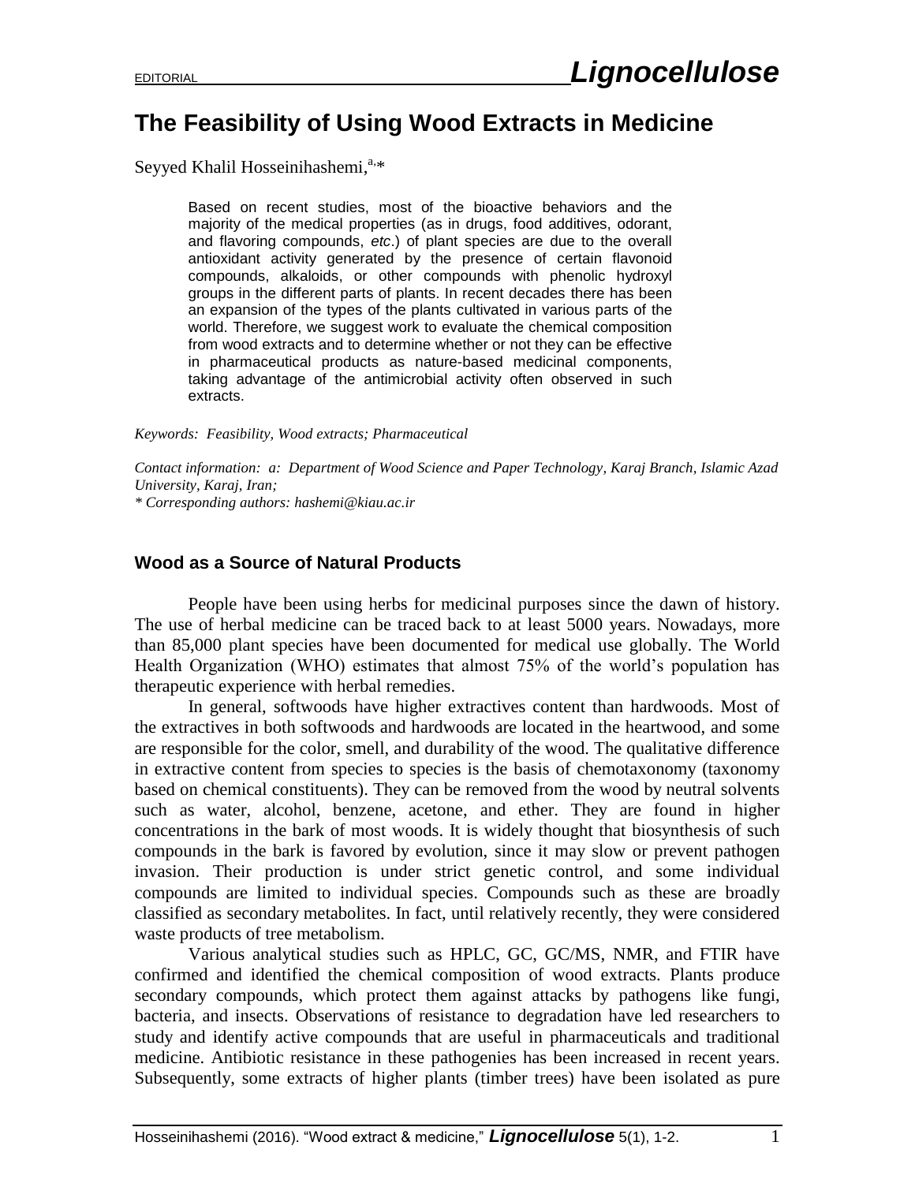EDITORIAL

# The Feasibility of Using Wood Extracts in Medicine

Seyyed Khalil Hosseinihashemi,[a,]*

> Based on recent studies, most of the bioactive behaviors and the majority of the medical properties (as in drugs, food additives, odorant, and flavoring compounds, *etc*.) of plant species are due to the overall antioxidant activity generated by the presence of certain flavonoid compounds, alkaloids, or other compounds with phenolic hydroxyl groups in the different parts of plants. In recent decades there has been an expansion of the types of the plants cultivated in various parts of the world. Therefore, we suggest work to evaluate the chemical composition from wood extracts and to determine whether or not they can be effective in pharmaceutical products as nature-based medicinal components, taking advantage of the antimicrobial activity often observed in such extracts.

*Keywords: Feasibility, Wood extracts; Pharmaceutical*

*Contact information: a: Department of Wood Science and Paper Technology, Karaj Branch, Islamic Azad University, Karaj, Iran;*
*\* Corresponding authors: hashemi@kiau.ac.ir*

## Wood as a Source of Natural Products

People have been using herbs for medicinal purposes since the dawn of history. The use of herbal medicine can be traced back to at least 5000 years. Nowadays, more than 85,000 plant species have been documented for medical use globally. The World Health Organization (WHO) estimates that almost 75% of the world's population has therapeutic experience with herbal remedies.

In general, softwoods have higher extractives content than hardwoods. Most of the extractives in both softwoods and hardwoods are located in the heartwood, and some are responsible for the color, smell, and durability of the wood. The qualitative difference in extractive content from species to species is the basis of chemotaxonomy (taxonomy based on chemical constituents). They can be removed from the wood by neutral solvents such as water, alcohol, benzene, acetone, and ether. They are found in higher concentrations in the bark of most woods. It is widely thought that biosynthesis of such compounds in the bark is favored by evolution, since it may slow or prevent pathogen invasion. Their production is under strict genetic control, and some individual compounds are limited to individual species. Compounds such as these are broadly classified as secondary metabolites. In fact, until relatively recently, they were considered waste products of tree metabolism.

Various analytical studies such as HPLC, GC, GC/MS, NMR, and FTIR have confirmed and identified the chemical composition of wood extracts. Plants produce secondary compounds, which protect them against attacks by pathogens like fungi, bacteria, and insects. Observations of resistance to degradation have led researchers to study and identify active compounds that are useful in pharmaceuticals and traditional medicine. Antibiotic resistance in these pathogenies has been increased in recent years. Subsequently, some extracts of higher plants (timber trees) have been isolated as pure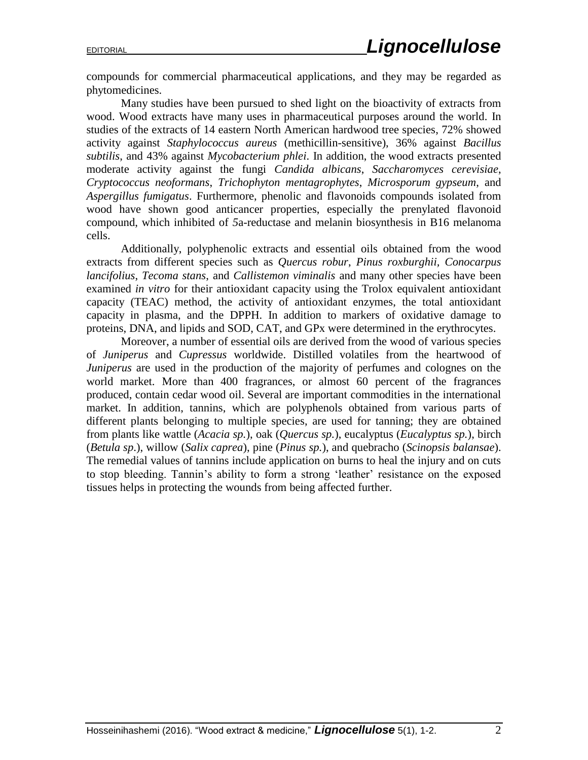compounds for commercial pharmaceutical applications, and they may be regarded as phytomedicines.

Many studies have been pursued to shed light on the bioactivity of extracts from wood. Wood extracts have many uses in pharmaceutical purposes around the world. In studies of the extracts of 14 eastern North American hardwood tree species, 72% showed activity against *Staphylococcus aureus* (methicillin-sensitive), 36% against *Bacillus subtilis*, and 43% against *Mycobacterium phlei*. In addition, the wood extracts presented moderate activity against the fungi *Candida albicans*, *Saccharomyces cerevisiae*, *Cryptococcus neoformans*, *Trichophyton mentagrophytes*, *Microsporum gypseum*, and *Aspergillus fumigatus*. Furthermore, phenolic and flavonoids compounds isolated from wood have shown good anticancer properties, especially the prenylated flavonoid compound, which inhibited of *5*a-reductase and melanin biosynthesis in B16 melanoma cells.

Additionally, polyphenolic extracts and essential oils obtained from the wood extracts from different species such as *Quercus robur*, *Pinus roxburghii*, *Conocarpus lancifolius*, *Tecoma stans*, and *Callistemon viminalis* and many other species have been examined *in vitro* for their antioxidant capacity using the Trolox equivalent antioxidant capacity (TEAC) method, the activity of antioxidant enzymes, the total antioxidant capacity in plasma, and the DPPH. In addition to markers of oxidative damage to proteins, DNA, and lipids and SOD, CAT, and GPx were determined in the erythrocytes.

Moreover, a number of essential oils are derived from the wood of various species of *Juniperus* and *Cupressus* worldwide. Distilled volatiles from the heartwood of *Juniperus* are used in the production of the majority of perfumes and colognes on the world market. More than 400 fragrances, or almost 60 percent of the fragrances produced, contain cedar wood oil. Several are important commodities in the international market. In addition, tannins, which are polyphenols obtained from various parts of different plants belonging to multiple species, are used for tanning; they are obtained from plants like wattle (*Acacia sp.*), oak (*Quercus sp.*), eucalyptus (*Eucalyptus sp.*), birch (*Betula sp*.), willow (*Salix caprea*), pine (*Pinus sp.*), and quebracho (*Scinopsis balansae*). The remedial values of tannins include application on burns to heal the injury and on cuts to stop bleeding. Tannin's ability to form a strong 'leather' resistance on the exposed tissues helps in protecting the wounds from being affected further.